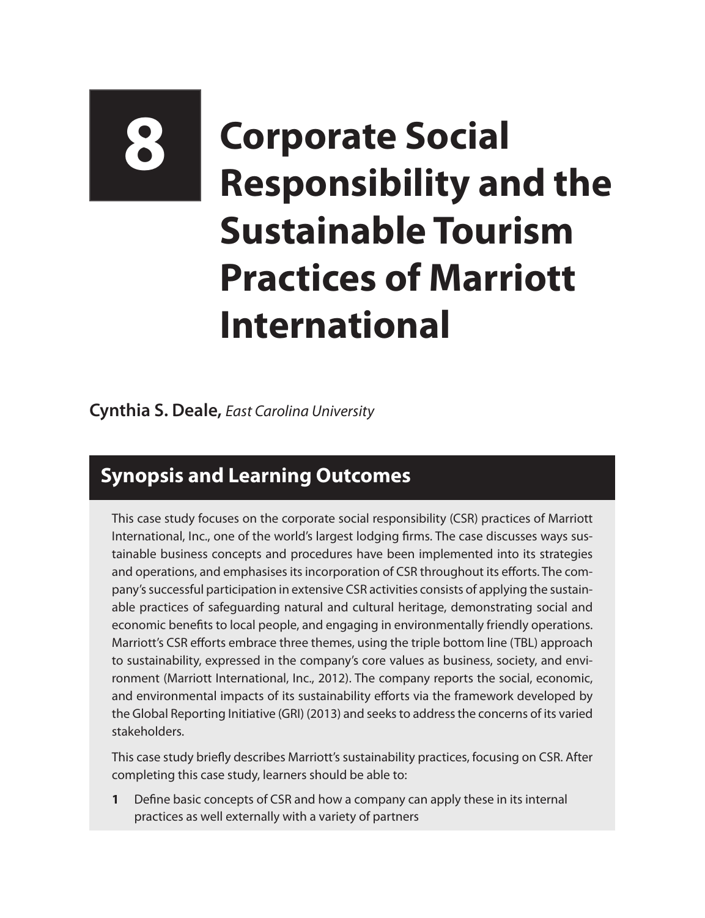# 8 Corporate Social Responsibility and the Sustainable Tourism Practices of Marriott International

**Cynthia S. Deale,** *East Carolina University*

## Synopsis and Learning Outcomes

This case study focuses on the corporate social responsibility (CSR) practices of Marriott International, Inc., one of the world's largest lodging firms. The case discusses ways sustainable business concepts and procedures have been implemented into its strategies and operations, and emphasises its incorporation of CSR throughout its efforts. The company's successful participation in extensive CSR activities consists of applying the sustainable practices of safeguarding natural and cultural heritage, demonstrating social and economic benefits to local people, and engaging in environmentally friendly operations. Marriott's CSR efforts embrace three themes, using the triple bottom line (TBL) approach to sustainability, expressed in the company's core values as business, society, and environment (Marriott International, Inc., 2012). The company reports the social, economic, and environmental impacts of its sustainability efforts via the framework developed by the Global Reporting Initiative (GRI) (2013) and seeks to address the concerns of its varied stakeholders.

This case study briefly describes Marriott's sustainability practices, focusing on CSR. After completing this case study, learners should be able to:

1. Define basic concepts of CSR and how a company can apply these in its internal practices as well externally with a variety of partners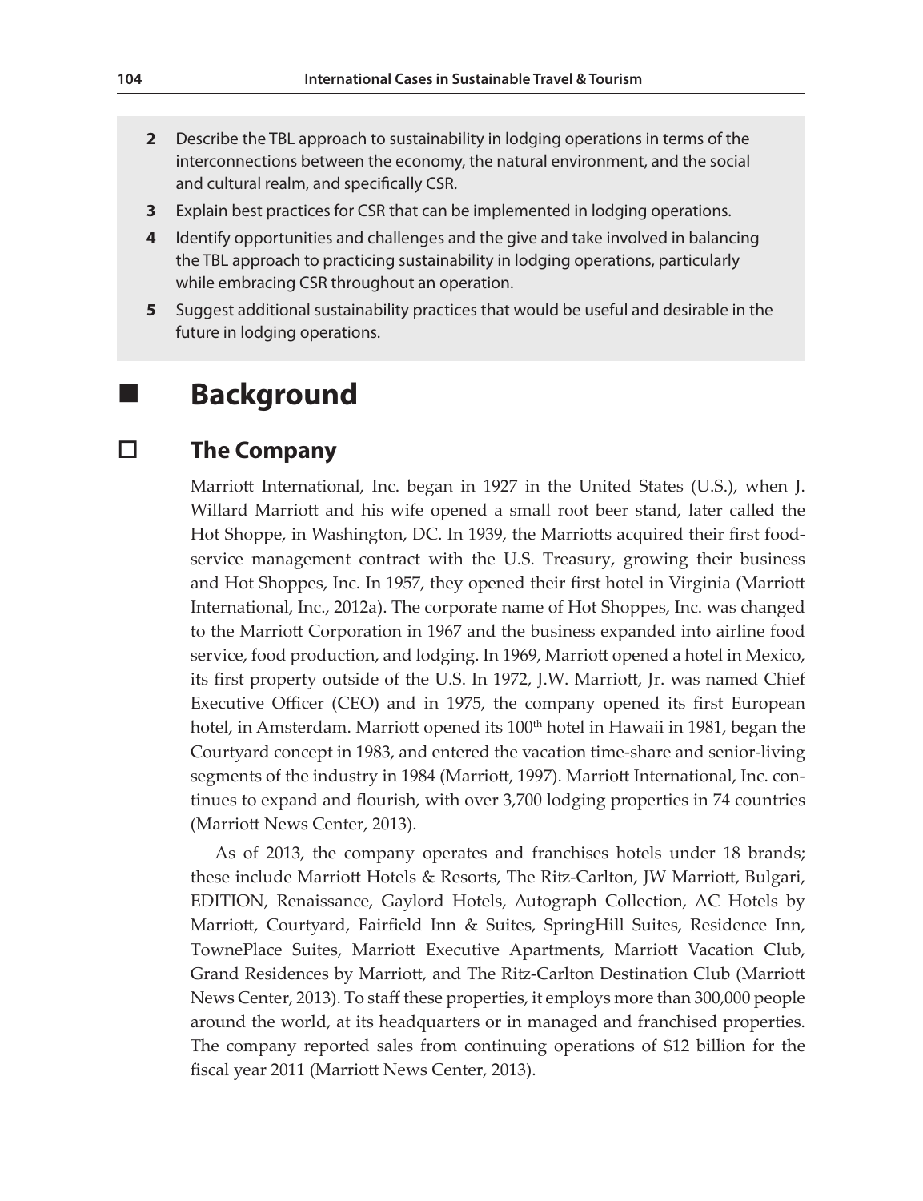2. Describe the TBL approach to sustainability in lodging operations in terms of the interconnections between the economy, the natural environment, and the social and cultural realm, and specifically CSR.
3. Explain best practices for CSR that can be implemented in lodging operations.
4. Identify opportunities and challenges and the give and take involved in balancing the TBL approach to practicing sustainability in lodging operations, particularly while embracing CSR throughout an operation.
5. Suggest additional sustainability practices that would be useful and desirable in the future in lodging operations.

## Background

### The Company

Marriott International, Inc. began in 1927 in the United States (U.S.), when J. Willard Marriott and his wife opened a small root beer stand, later called the Hot Shoppe, in Washington, DC. In 1939, the Marriotts acquired their first food-service management contract with the U.S. Treasury, growing their business and Hot Shoppes, Inc. In 1957, they opened their first hotel in Virginia (Marriott International, Inc., 2012a). The corporate name of Hot Shoppes, Inc. was changed to the Marriott Corporation in 1967 and the business expanded into airline food service, food production, and lodging. In 1969, Marriott opened a hotel in Mexico, its first property outside of the U.S. In 1972, J.W. Marriott, Jr. was named Chief Executive Officer (CEO) and in 1975, the company opened its first European hotel, in Amsterdam. Marriott opened its 100th hotel in Hawaii in 1981, began the Courtyard concept in 1983, and entered the vacation time-share and senior-living segments of the industry in 1984 (Marriott, 1997). Marriott International, Inc. continues to expand and flourish, with over 3,700 lodging properties in 74 countries (Marriott News Center, 2013).

As of 2013, the company operates and franchises hotels under 18 brands; these include Marriott Hotels & Resorts, The Ritz-Carlton, JW Marriott, Bulgari, EDITION, Renaissance, Gaylord Hotels, Autograph Collection, AC Hotels by Marriott, Courtyard, Fairfield Inn & Suites, SpringHill Suites, Residence Inn, TownePlace Suites, Marriott Executive Apartments, Marriott Vacation Club, Grand Residences by Marriott, and The Ritz-Carlton Destination Club (Marriott News Center, 2013). To staff these properties, it employs more than 300,000 people around the world, at its headquarters or in managed and franchised properties. The company reported sales from continuing operations of $12 billion for the fiscal year 2011 (Marriott News Center, 2013).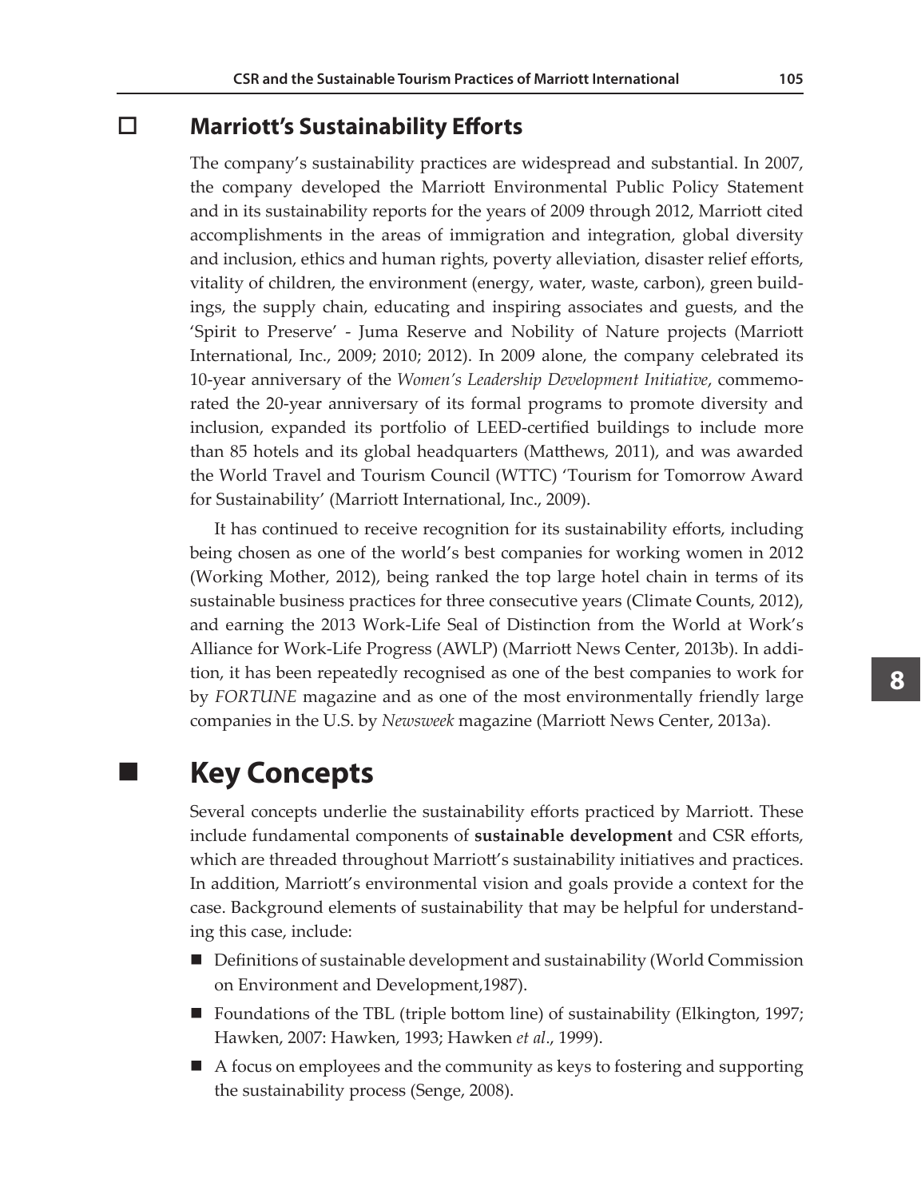## Marriott's Sustainability Efforts

The company's sustainability practices are widespread and substantial. In 2007, the company developed the Marriott Environmental Public Policy Statement and in its sustainability reports for the years of 2009 through 2012, Marriott cited accomplishments in the areas of immigration and integration, global diversity and inclusion, ethics and human rights, poverty alleviation, disaster relief efforts, vitality of children, the environment (energy, water, waste, carbon), green buildings, the supply chain, educating and inspiring associates and guests, and the 'Spirit to Preserve' - Juma Reserve and Nobility of Nature projects (Marriott International, Inc., 2009; 2010; 2012). In 2009 alone, the company celebrated its 10-year anniversary of the *Women's Leadership Development Initiative*, commemorated the 20-year anniversary of its formal programs to promote diversity and inclusion, expanded its portfolio of LEED-certified buildings to include more than 85 hotels and its global headquarters (Matthews, 2011), and was awarded the World Travel and Tourism Council (WTTC) 'Tourism for Tomorrow Award for Sustainability' (Marriott International, Inc., 2009).

It has continued to receive recognition for its sustainability efforts, including being chosen as one of the world's best companies for working women in 2012 (Working Mother, 2012), being ranked the top large hotel chain in terms of its sustainable business practices for three consecutive years (Climate Counts, 2012), and earning the 2013 Work-Life Seal of Distinction from the World at Work's Alliance for Work-Life Progress (AWLP) (Marriott News Center, 2013b). In addition, it has been repeatedly recognised as one of the best companies to work for by *FORTUNE* magazine and as one of the most environmentally friendly large companies in the U.S. by *Newsweek* magazine (Marriott News Center, 2013a).

# Key Concepts

Several concepts underlie the sustainability efforts practiced by Marriott. These include fundamental components of **sustainable development** and CSR efforts, which are threaded throughout Marriott's sustainability initiatives and practices. In addition, Marriott's environmental vision and goals provide a context for the case. Background elements of sustainability that may be helpful for understanding this case, include:

- Definitions of sustainable development and sustainability (World Commission on Environment and Development,1987).
- Foundations of the TBL (triple bottom line) of sustainability (Elkington, 1997; Hawken, 2007: Hawken, 1993; Hawken *et al*., 1999).
- A focus on employees and the community as keys to fostering and supporting the sustainability process (Senge, 2008).